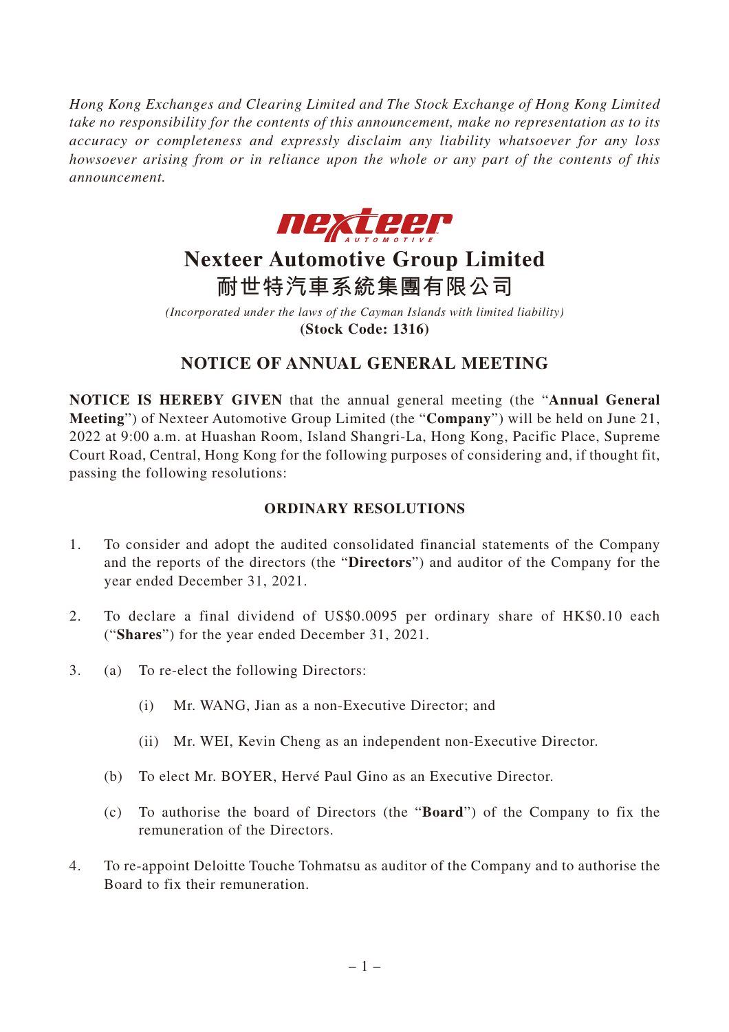*Hong Kong Exchanges and Clearing Limited and The Stock Exchange of Hong Kong Limited take no responsibility for the contents of this announcement, make no representation as to its accuracy or completeness and expressly disclaim any liability whatsoever for any loss howsoever arising from or in reliance upon the whole or any part of the contents of this announcement.*

# Nexteer Automotive Group Limited
# 耐世特汽車系統集團有限公司

*(Incorporated under the laws of the Cayman Islands with limited liability)*
**(Stock Code: 1316)**

## NOTICE OF ANNUAL GENERAL MEETING

**NOTICE IS HEREBY GIVEN** that the annual general meeting (the "**Annual General Meeting**") of Nexteer Automotive Group Limited (the "**Company**") will be held on June 21, 2022 at 9:00 a.m. at Huashan Room, Island Shangri-La, Hong Kong, Pacific Place, Supreme Court Road, Central, Hong Kong for the following purposes of considering and, if thought fit, passing the following resolutions:

### ORDINARY RESOLUTIONS

1. To consider and adopt the audited consolidated financial statements of the Company and the reports of the directors (the "**Directors**") and auditor of the Company for the year ended December 31, 2021.

2. To declare a final dividend of US$0.0095 per ordinary share of HK$0.10 each ("**Shares**") for the year ended December 31, 2021.

3. (a) To re-elect the following Directors:

   (i) Mr. WANG, Jian as a non-Executive Director; and

   (ii) Mr. WEI, Kevin Cheng as an independent non-Executive Director.

   (b) To elect Mr. BOYER, Hervé Paul Gino as an Executive Director.

   (c) To authorise the board of Directors (the "**Board**") of the Company to fix the remuneration of the Directors.

4. To re-appoint Deloitte Touche Tohmatsu as auditor of the Company and to authorise the Board to fix their remuneration.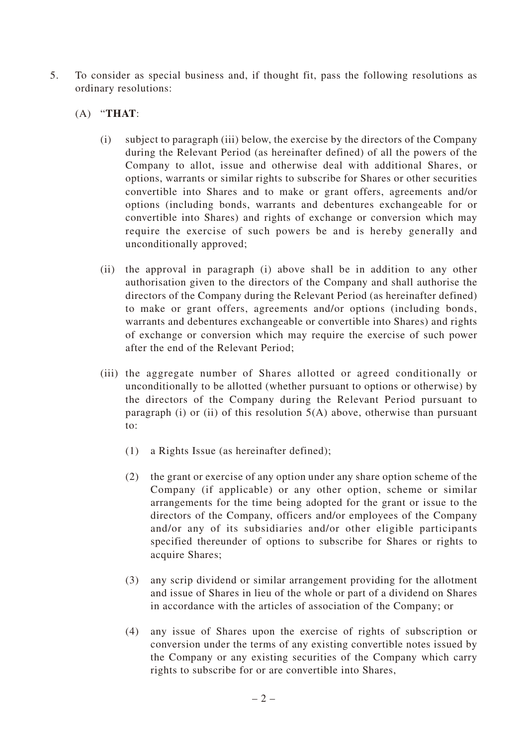5. To consider as special business and, if thought fit, pass the following resolutions as ordinary resolutions:

   (A) "**THAT**:

   (i) subject to paragraph (iii) below, the exercise by the directors of the Company during the Relevant Period (as hereinafter defined) of all the powers of the Company to allot, issue and otherwise deal with additional Shares, or options, warrants or similar rights to subscribe for Shares or other securities convertible into Shares and to make or grant offers, agreements and/or options (including bonds, warrants and debentures exchangeable for or convertible into Shares) and rights of exchange or conversion which may require the exercise of such powers be and is hereby generally and unconditionally approved;

   (ii) the approval in paragraph (i) above shall be in addition to any other authorisation given to the directors of the Company and shall authorise the directors of the Company during the Relevant Period (as hereinafter defined) to make or grant offers, agreements and/or options (including bonds, warrants and debentures exchangeable or convertible into Shares) and rights of exchange or conversion which may require the exercise of such power after the end of the Relevant Period;

   (iii) the aggregate number of Shares allotted or agreed conditionally or unconditionally to be allotted (whether pursuant to options or otherwise) by the directors of the Company during the Relevant Period pursuant to paragraph (i) or (ii) of this resolution 5(A) above, otherwise than pursuant to:

   (1) a Rights Issue (as hereinafter defined);

   (2) the grant or exercise of any option under any share option scheme of the Company (if applicable) or any other option, scheme or similar arrangements for the time being adopted for the grant or issue to the directors of the Company, officers and/or employees of the Company and/or any of its subsidiaries and/or other eligible participants specified thereunder of options to subscribe for Shares or rights to acquire Shares;

   (3) any scrip dividend or similar arrangement providing for the allotment and issue of Shares in lieu of the whole or part of a dividend on Shares in accordance with the articles of association of the Company; or

   (4) any issue of Shares upon the exercise of rights of subscription or conversion under the terms of any existing convertible notes issued by the Company or any existing securities of the Company which carry rights to subscribe for or are convertible into Shares,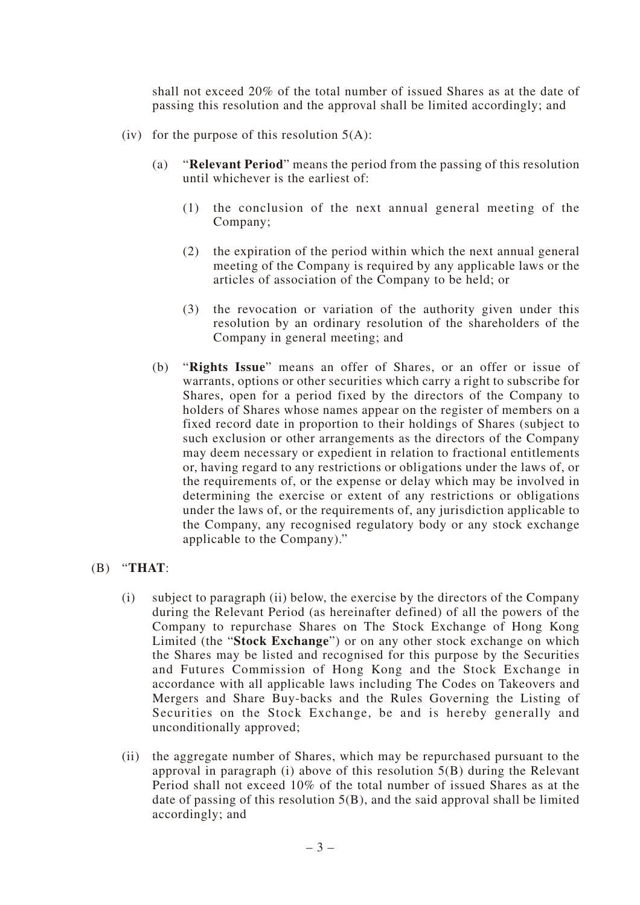shall not exceed 20% of the total number of issued Shares as at the date of passing this resolution and the approval shall be limited accordingly; and

(iv) for the purpose of this resolution 5(A):

  (a) "**Relevant Period**" means the period from the passing of this resolution until whichever is the earliest of:

    (1) the conclusion of the next annual general meeting of the Company;

    (2) the expiration of the period within which the next annual general meeting of the Company is required by any applicable laws or the articles of association of the Company to be held; or

    (3) the revocation or variation of the authority given under this resolution by an ordinary resolution of the shareholders of the Company in general meeting; and

  (b) "**Rights Issue**" means an offer of Shares, or an offer or issue of warrants, options or other securities which carry a right to subscribe for Shares, open for a period fixed by the directors of the Company to holders of Shares whose names appear on the register of members on a fixed record date in proportion to their holdings of Shares (subject to such exclusion or other arrangements as the directors of the Company may deem necessary or expedient in relation to fractional entitlements or, having regard to any restrictions or obligations under the laws of, or the requirements of, or the expense or delay which may be involved in determining the exercise or extent of any restrictions or obligations under the laws of, or the requirements of, any jurisdiction applicable to the Company, any recognised regulatory body or any stock exchange applicable to the Company)."

(B) "**THAT**:

(i) subject to paragraph (ii) below, the exercise by the directors of the Company during the Relevant Period (as hereinafter defined) of all the powers of the Company to repurchase Shares on The Stock Exchange of Hong Kong Limited (the "**Stock Exchange**") or on any other stock exchange on which the Shares may be listed and recognised for this purpose by the Securities and Futures Commission of Hong Kong and the Stock Exchange in accordance with all applicable laws including The Codes on Takeovers and Mergers and Share Buy-backs and the Rules Governing the Listing of Securities on the Stock Exchange, be and is hereby generally and unconditionally approved;

(ii) the aggregate number of Shares, which may be repurchased pursuant to the approval in paragraph (i) above of this resolution 5(B) during the Relevant Period shall not exceed 10% of the total number of issued Shares as at the date of passing of this resolution 5(B), and the said approval shall be limited accordingly; and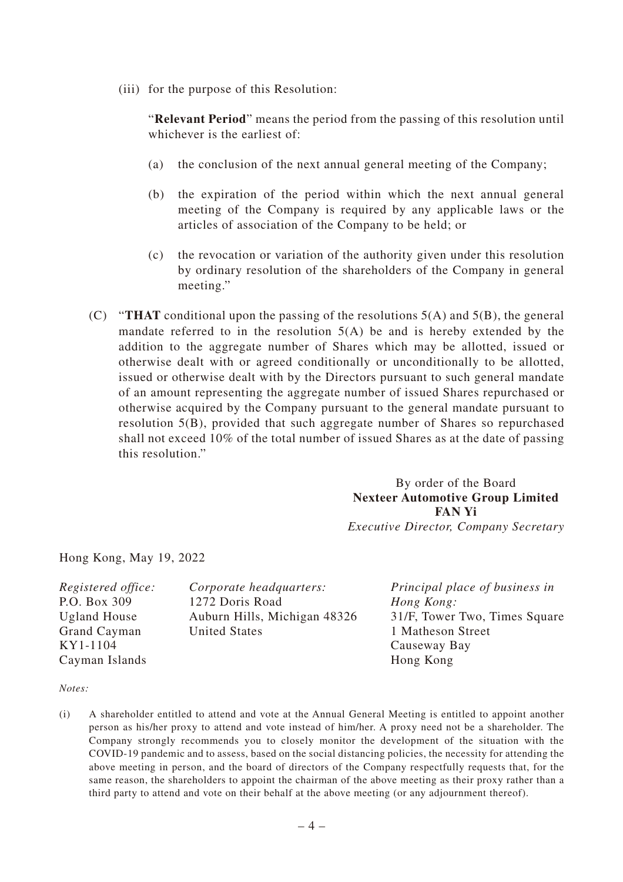(iii) for the purpose of this Resolution:

"**Relevant Period**" means the period from the passing of this resolution until whichever is the earliest of:

(a) the conclusion of the next annual general meeting of the Company;

(b) the expiration of the period within which the next annual general meeting of the Company is required by any applicable laws or the articles of association of the Company to be held; or

(c) the revocation or variation of the authority given under this resolution by ordinary resolution of the shareholders of the Company in general meeting."

(C) "**THAT** conditional upon the passing of the resolutions 5(A) and 5(B), the general mandate referred to in the resolution 5(A) be and is hereby extended by the addition to the aggregate number of Shares which may be allotted, issued or otherwise dealt with or agreed conditionally or unconditionally to be allotted, issued or otherwise dealt with by the Directors pursuant to such general mandate of an amount representing the aggregate number of issued Shares repurchased or otherwise acquired by the Company pursuant to the general mandate pursuant to resolution 5(B), provided that such aggregate number of Shares so repurchased shall not exceed 10% of the total number of issued Shares as at the date of passing this resolution."

By order of the Board
**Nexteer Automotive Group Limited**
**FAN Yi**
*Executive Director, Company Secretary*

Hong Kong, May 19, 2022

*Registered office:*
P.O. Box 309
Ugland House
Grand Cayman
KY1-1104
Cayman Islands

*Corporate headquarters:*
1272 Doris Road
Auburn Hills, Michigan 48326
United States

*Principal place of business in Hong Kong:*
31/F, Tower Two, Times Square
1 Matheson Street
Causeway Bay
Hong Kong

*Notes:*

(i) A shareholder entitled to attend and vote at the Annual General Meeting is entitled to appoint another person as his/her proxy to attend and vote instead of him/her. A proxy need not be a shareholder. The Company strongly recommends you to closely monitor the development of the situation with the COVID-19 pandemic and to assess, based on the social distancing policies, the necessity for attending the above meeting in person, and the board of directors of the Company respectfully requests that, for the same reason, the shareholders to appoint the chairman of the above meeting as their proxy rather than a third party to attend and vote on their behalf at the above meeting (or any adjournment thereof).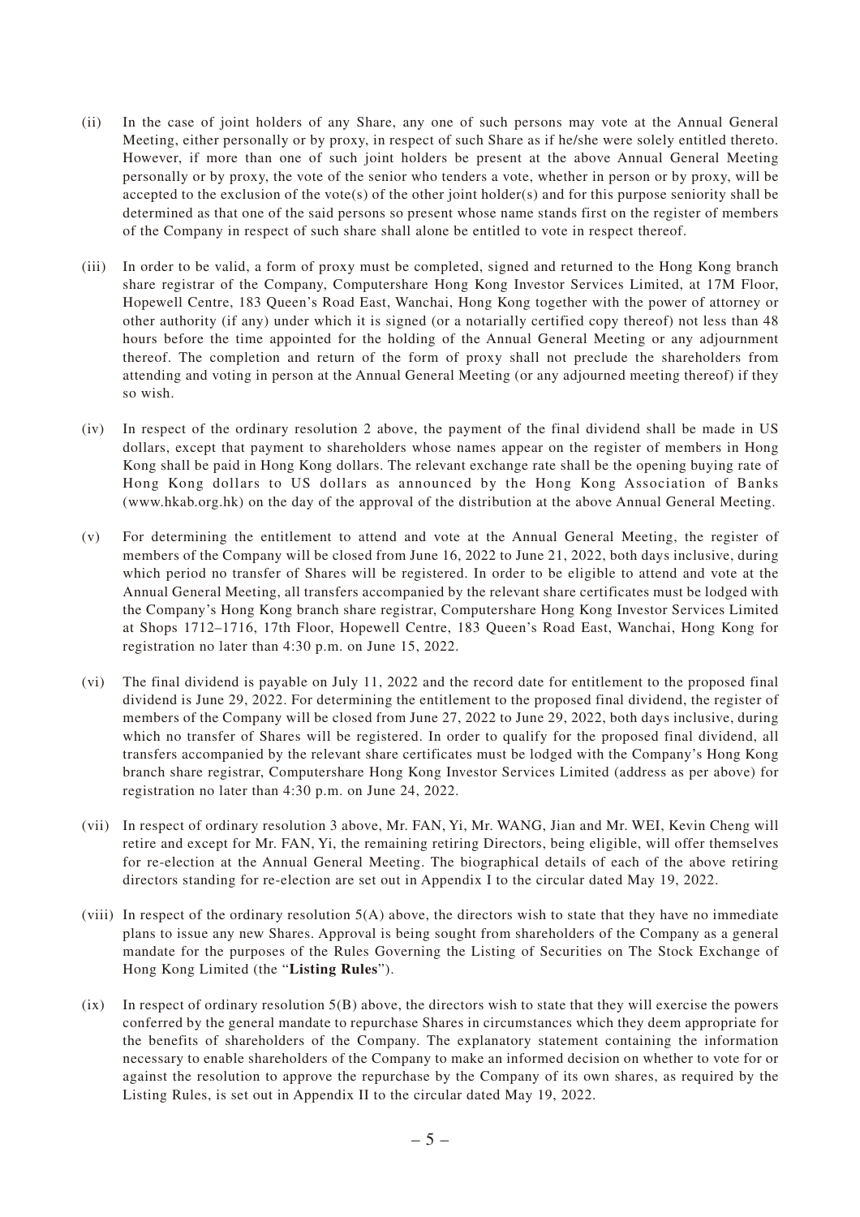(ii) In the case of joint holders of any Share, any one of such persons may vote at the Annual General Meeting, either personally or by proxy, in respect of such Share as if he/she were solely entitled thereto. However, if more than one of such joint holders be present at the above Annual General Meeting personally or by proxy, the vote of the senior who tenders a vote, whether in person or by proxy, will be accepted to the exclusion of the vote(s) of the other joint holder(s) and for this purpose seniority shall be determined as that one of the said persons so present whose name stands first on the register of members of the Company in respect of such share shall alone be entitled to vote in respect thereof.

(iii) In order to be valid, a form of proxy must be completed, signed and returned to the Hong Kong branch share registrar of the Company, Computershare Hong Kong Investor Services Limited, at 17M Floor, Hopewell Centre, 183 Queen's Road East, Wanchai, Hong Kong together with the power of attorney or other authority (if any) under which it is signed (or a notarially certified copy thereof) not less than 48 hours before the time appointed for the holding of the Annual General Meeting or any adjournment thereof. The completion and return of the form of proxy shall not preclude the shareholders from attending and voting in person at the Annual General Meeting (or any adjourned meeting thereof) if they so wish.

(iv) In respect of the ordinary resolution 2 above, the payment of the final dividend shall be made in US dollars, except that payment to shareholders whose names appear on the register of members in Hong Kong shall be paid in Hong Kong dollars. The relevant exchange rate shall be the opening buying rate of Hong Kong dollars to US dollars as announced by the Hong Kong Association of Banks (www.hkab.org.hk) on the day of the approval of the distribution at the above Annual General Meeting.

(v) For determining the entitlement to attend and vote at the Annual General Meeting, the register of members of the Company will be closed from June 16, 2022 to June 21, 2022, both days inclusive, during which period no transfer of Shares will be registered. In order to be eligible to attend and vote at the Annual General Meeting, all transfers accompanied by the relevant share certificates must be lodged with the Company's Hong Kong branch share registrar, Computershare Hong Kong Investor Services Limited at Shops 1712–1716, 17th Floor, Hopewell Centre, 183 Queen's Road East, Wanchai, Hong Kong for registration no later than 4:30 p.m. on June 15, 2022.

(vi) The final dividend is payable on July 11, 2022 and the record date for entitlement to the proposed final dividend is June 29, 2022. For determining the entitlement to the proposed final dividend, the register of members of the Company will be closed from June 27, 2022 to June 29, 2022, both days inclusive, during which no transfer of Shares will be registered. In order to qualify for the proposed final dividend, all transfers accompanied by the relevant share certificates must be lodged with the Company's Hong Kong branch share registrar, Computershare Hong Kong Investor Services Limited (address as per above) for registration no later than 4:30 p.m. on June 24, 2022.

(vii) In respect of ordinary resolution 3 above, Mr. FAN, Yi, Mr. WANG, Jian and Mr. WEI, Kevin Cheng will retire and except for Mr. FAN, Yi, the remaining retiring Directors, being eligible, will offer themselves for re-election at the Annual General Meeting. The biographical details of each of the above retiring directors standing for re-election are set out in Appendix I to the circular dated May 19, 2022.

(viii) In respect of the ordinary resolution 5(A) above, the directors wish to state that they have no immediate plans to issue any new Shares. Approval is being sought from shareholders of the Company as a general mandate for the purposes of the Rules Governing the Listing of Securities on The Stock Exchange of Hong Kong Limited (the "**Listing Rules**").

(ix) In respect of ordinary resolution 5(B) above, the directors wish to state that they will exercise the powers conferred by the general mandate to repurchase Shares in circumstances which they deem appropriate for the benefits of shareholders of the Company. The explanatory statement containing the information necessary to enable shareholders of the Company to make an informed decision on whether to vote for or against the resolution to approve the repurchase by the Company of its own shares, as required by the Listing Rules, is set out in Appendix II to the circular dated May 19, 2022.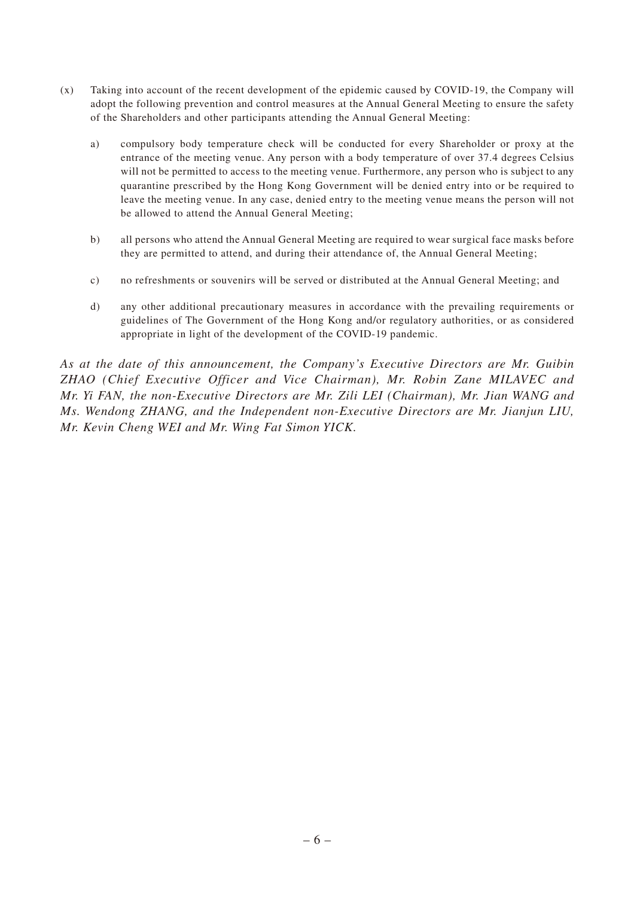(x) Taking into account of the recent development of the epidemic caused by COVID-19, the Company will adopt the following prevention and control measures at the Annual General Meeting to ensure the safety of the Shareholders and other participants attending the Annual General Meeting:

a) compulsory body temperature check will be conducted for every Shareholder or proxy at the entrance of the meeting venue. Any person with a body temperature of over 37.4 degrees Celsius will not be permitted to access to the meeting venue. Furthermore, any person who is subject to any quarantine prescribed by the Hong Kong Government will be denied entry into or be required to leave the meeting venue. In any case, denied entry to the meeting venue means the person will not be allowed to attend the Annual General Meeting;

b) all persons who attend the Annual General Meeting are required to wear surgical face masks before they are permitted to attend, and during their attendance of, the Annual General Meeting;

c) no refreshments or souvenirs will be served or distributed at the Annual General Meeting; and

d) any other additional precautionary measures in accordance with the prevailing requirements or guidelines of The Government of the Hong Kong and/or regulatory authorities, or as considered appropriate in light of the development of the COVID-19 pandemic.

*As at the date of this announcement, the Company's Executive Directors are Mr. Guibin ZHAO (Chief Executive Officer and Vice Chairman), Mr. Robin Zane MILAVEC and Mr. Yi FAN, the non-Executive Directors are Mr. Zili LEI (Chairman), Mr. Jian WANG and Ms. Wendong ZHANG, and the Independent non-Executive Directors are Mr. Jianjun LIU, Mr. Kevin Cheng WEI and Mr. Wing Fat Simon YICK.*